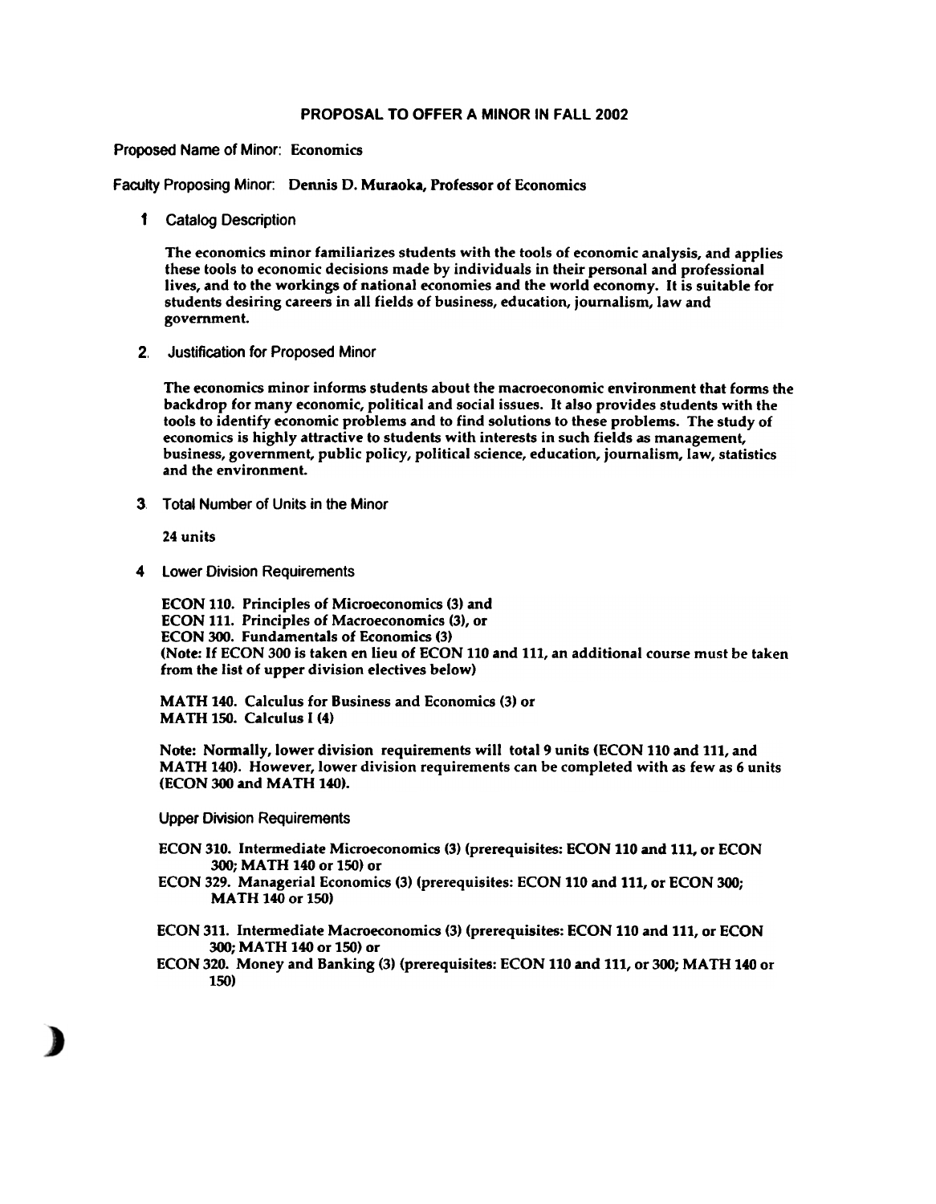# PROPOSAL TO OFFER A MINOR IN FALL 2002

Proposed Name of Minor: **Economics**

Faculty Proposing Minor: **Dennis D. Muraoka, Professor of Economics**

1. Catalog Description

   **The economics minor familiarizes students with the tools of economic analysis, and applies these tools to economic decisions made by individuals in their personal and professional lives, and to the workings of national economies and the world economy. It is suitable for students desiring careers in all fields of business, education, journalism, law and government.**

2. Justification for Proposed Minor

   **The economics minor informs students about the macroeconomic environment that forms the backdrop for many economic, political and social issues. It also provides students with the tools to identify economic problems and to find solutions to these problems. The study of economics is highly attractive to students with interests in such fields as management, business, government, public policy, political science, education, journalism, law, statistics and the environment.**

3. Total Number of Units in the Minor

   **24 units**

4. Lower Division Requirements

   **ECON 110. Principles of Microeconomics (3) and**
   **ECON 111. Principles of Macroeconomics (3), or**
   **ECON 300. Fundamentals of Economics (3)**
   **(Note: If ECON 300 is taken en lieu of ECON 110 and 111, an additional course must be taken from the list of upper division electives below)**

   **MATH 140. Calculus for Business and Economics (3) or**
   **MATH 150. Calculus I (4)**

   **Note: Normally, lower division requirements will total 9 units (ECON 110 and 111, and MATH 140). However, lower division requirements can be completed with as few as 6 units (ECON 300 and MATH 140).**

   Upper Division Requirements

   **ECON 310. Intermediate Microeconomics (3) (prerequisites: ECON 110 and 111, or ECON 300; MATH 140 or 150) or**
   **ECON 329. Managerial Economics (3) (prerequisites: ECON 110 and 111, or ECON 300; MATH 140 or 150)**

   **ECON 311. Intermediate Macroeconomics (3) (prerequisites: ECON 110 and 111, or ECON 300; MATH 140 or 150) or**
   **ECON 320. Money and Banking (3) (prerequisites: ECON 110 and 111, or 300; MATH 140 or 150)**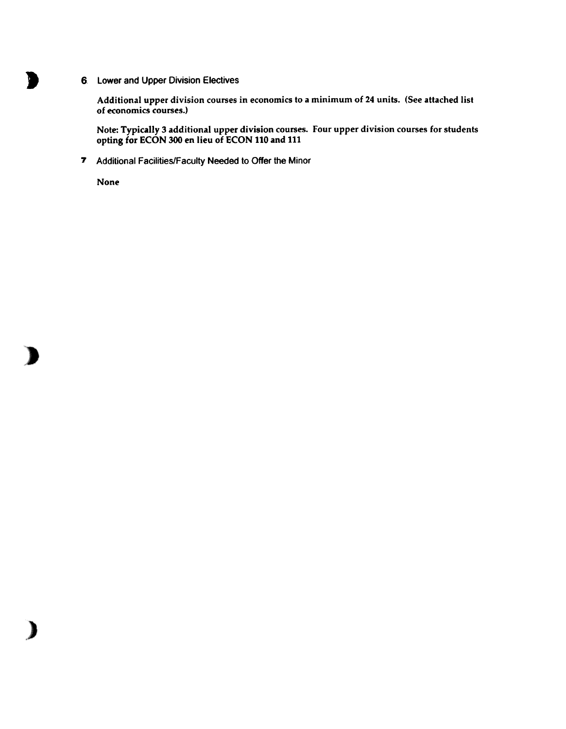6. Lower and Upper Division Electives

**Additional upper division courses in economics to a minimum of 24 units. (See attached list of economics courses.)**

**Note: Typically 3 additional upper division courses. Four upper division courses for students opting for ECON 300 en lieu of ECON 110 and 111**

7. Additional Facilities/Faculty Needed to Offer the Minor

**None**